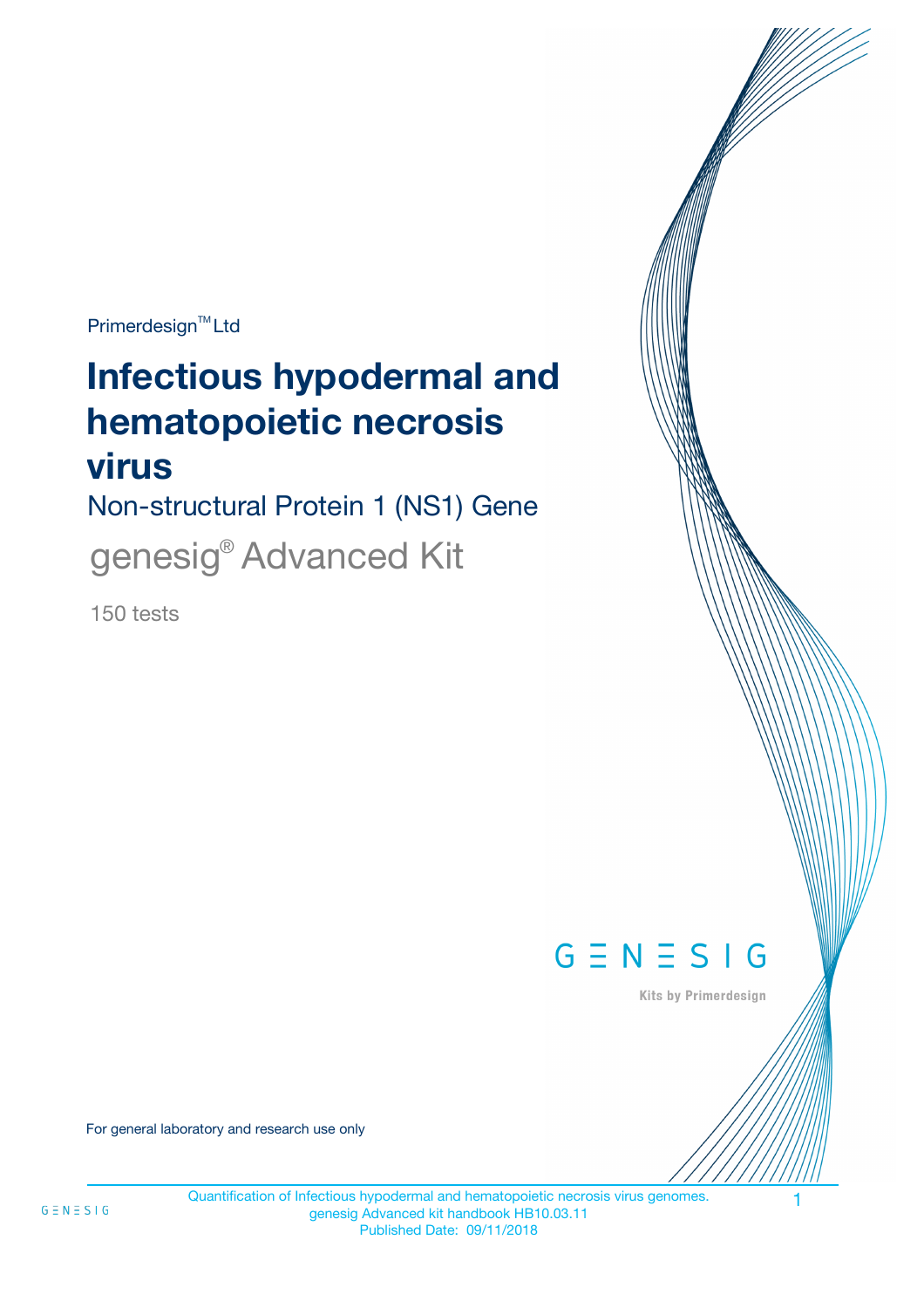Primerdesign™ Ltd

# Infectious hypodermal and hematopoietic necrosis virus

## Non-structural Protein 1 (NS1) Gene

## genesig® Advanced Kit

150 tests

GENESIG

Kits by Primerdesign

For general laboratory and research use only

Quantification of Infectious hypodermal and hematopoietic necrosis virus genomes.
genesig Advanced kit handbook HB10.03.11
Published Date: 09/11/2018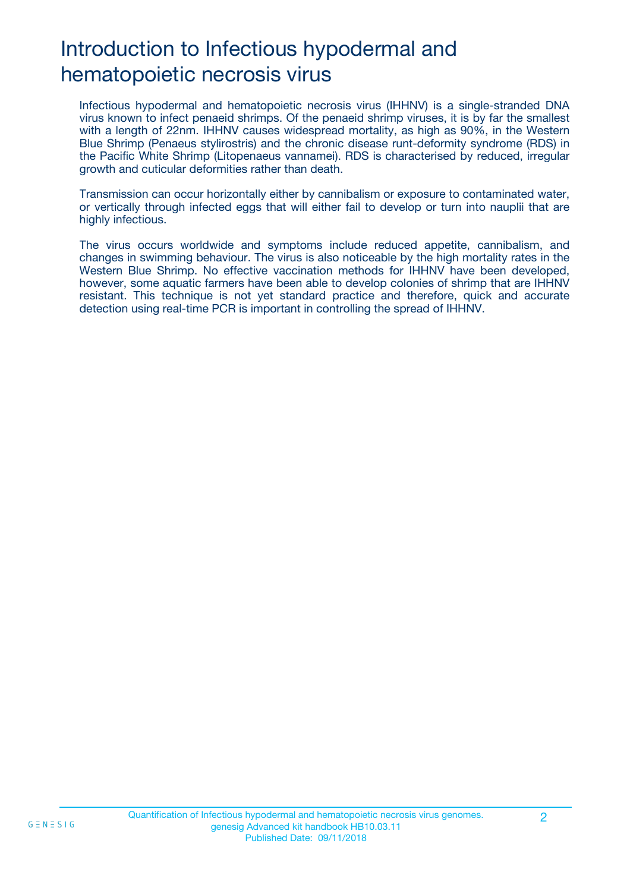# Introduction to Infectious hypodermal and hematopoietic necrosis virus

Infectious hypodermal and hematopoietic necrosis virus (IHHNV) is a single-stranded DNA virus known to infect penaeid shrimps. Of the penaeid shrimp viruses, it is by far the smallest with a length of 22nm. IHHNV causes widespread mortality, as high as 90%, in the Western Blue Shrimp (Penaeus stylirostris) and the chronic disease runt-deformity syndrome (RDS) in the Pacific White Shrimp (Litopenaeus vannamei). RDS is characterised by reduced, irregular growth and cuticular deformities rather than death.

Transmission can occur horizontally either by cannibalism or exposure to contaminated water, or vertically through infected eggs that will either fail to develop or turn into nauplii that are highly infectious.

The virus occurs worldwide and symptoms include reduced appetite, cannibalism, and changes in swimming behaviour. The virus is also noticeable by the high mortality rates in the Western Blue Shrimp. No effective vaccination methods for IHHNV have been developed, however, some aquatic farmers have been able to develop colonies of shrimp that are IHHNV resistant. This technique is not yet standard practice and therefore, quick and accurate detection using real-time PCR is important in controlling the spread of IHHNV.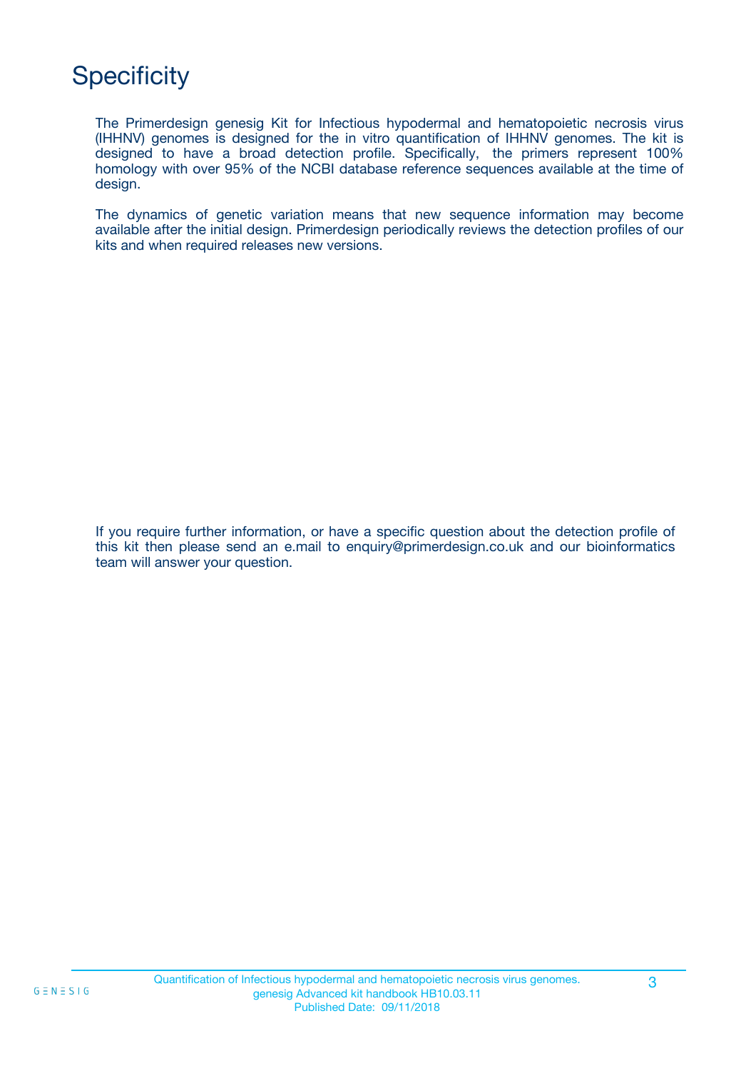# Specificity

The Primerdesign genesig Kit for Infectious hypodermal and hematopoietic necrosis virus (IHHNV) genomes is designed for the in vitro quantification of IHHNV genomes. The kit is designed to have a broad detection profile. Specifically, the primers represent 100% homology with over 95% of the NCBI database reference sequences available at the time of design.

The dynamics of genetic variation means that new sequence information may become available after the initial design. Primerdesign periodically reviews the detection profiles of our kits and when required releases new versions.

If you require further information, or have a specific question about the detection profile of this kit then please send an e.mail to enquiry@primerdesign.co.uk and our bioinformatics team will answer your question.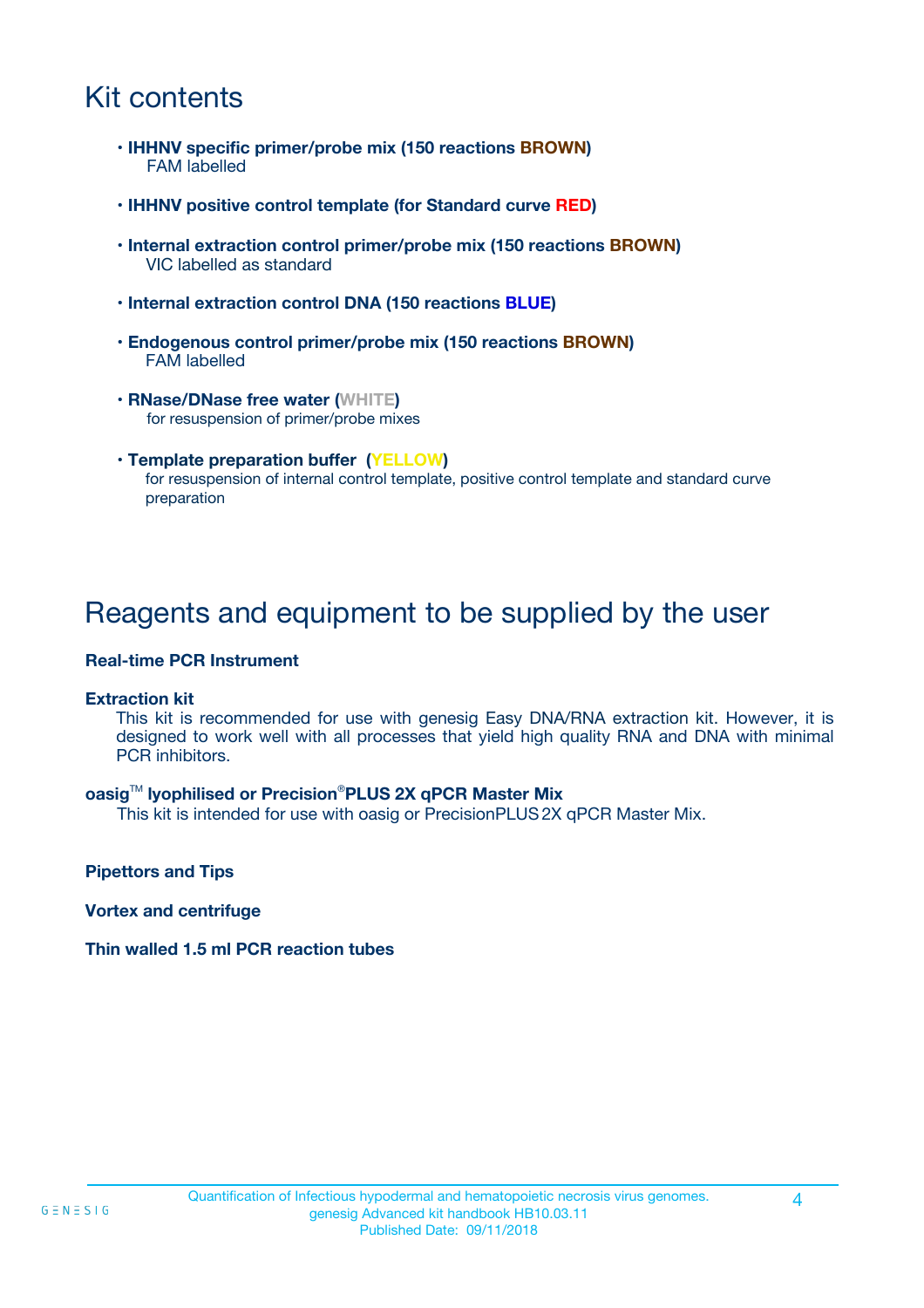# Kit contents

- **IHHNV specific primer/probe mix (150 reactions BROWN)**
  FAM labelled

- **IHHNV positive control template (for Standard curve RED)**

- **Internal extraction control primer/probe mix (150 reactions BROWN)**
  VIC labelled as standard

- **Internal extraction control DNA (150 reactions BLUE)**

- **Endogenous control primer/probe mix (150 reactions BROWN)**
  FAM labelled

- **RNase/DNase free water (WHITE)**
  for resuspension of primer/probe mixes

- **Template preparation buffer (YELLOW)**
  for resuspension of internal control template, positive control template and standard curve preparation

# Reagents and equipment to be supplied by the user

**Real-time PCR Instrument**

**Extraction kit**

This kit is recommended for use with genesig Easy DNA/RNA extraction kit. However, it is designed to work well with all processes that yield high quality RNA and DNA with minimal PCR inhibitors.

**oasig™ lyophilised or Precision®PLUS 2X qPCR Master Mix**

This kit is intended for use with oasig or PrecisionPLUS 2X qPCR Master Mix.

**Pipettors and Tips**

**Vortex and centrifuge**

**Thin walled 1.5 ml PCR reaction tubes**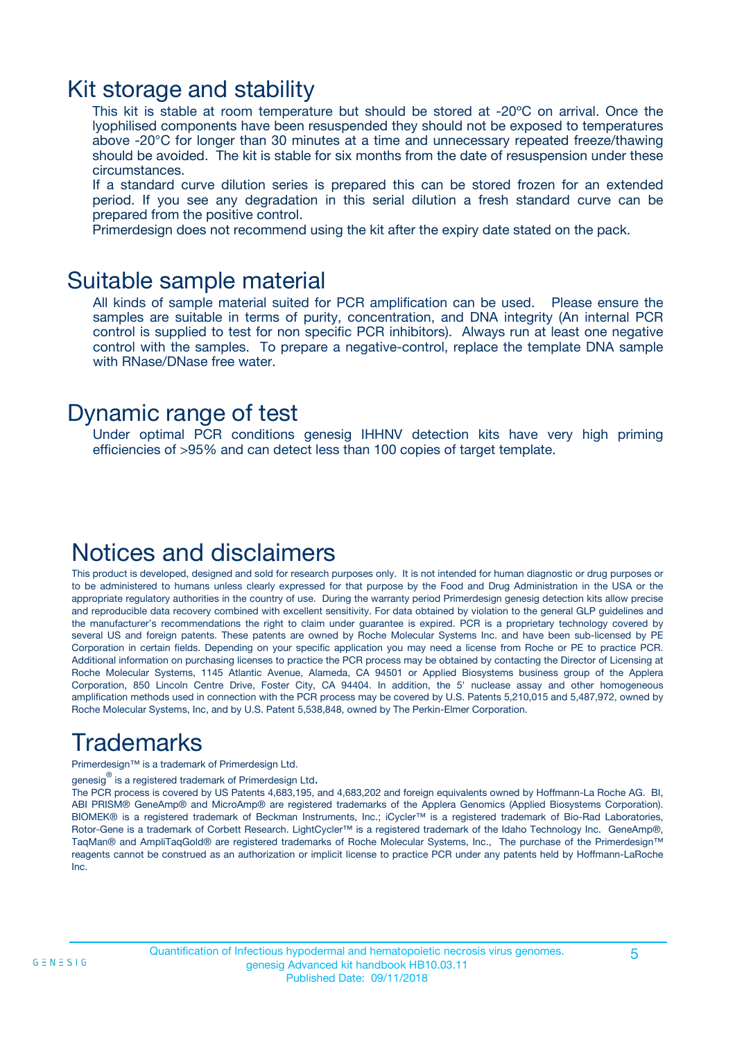# Kit storage and stability

This kit is stable at room temperature but should be stored at -20ºC on arrival. Once the lyophilised components have been resuspended they should not be exposed to temperatures above -20°C for longer than 30 minutes at a time and unnecessary repeated freeze/thawing should be avoided. The kit is stable for six months from the date of resuspension under these circumstances.

If a standard curve dilution series is prepared this can be stored frozen for an extended period. If you see any degradation in this serial dilution a fresh standard curve can be prepared from the positive control.

Primerdesign does not recommend using the kit after the expiry date stated on the pack.

# Suitable sample material

All kinds of sample material suited for PCR amplification can be used. Please ensure the samples are suitable in terms of purity, concentration, and DNA integrity (An internal PCR control is supplied to test for non specific PCR inhibitors). Always run at least one negative control with the samples. To prepare a negative-control, replace the template DNA sample with RNase/DNase free water.

# Dynamic range of test

Under optimal PCR conditions genesig IHHNV detection kits have very high priming efficiencies of >95% and can detect less than 100 copies of target template.

# Notices and disclaimers

This product is developed, designed and sold for research purposes only. It is not intended for human diagnostic or drug purposes or to be administered to humans unless clearly expressed for that purpose by the Food and Drug Administration in the USA or the appropriate regulatory authorities in the country of use. During the warranty period Primerdesign genesig detection kits allow precise and reproducible data recovery combined with excellent sensitivity. For data obtained by violation to the general GLP guidelines and the manufacturer's recommendations the right to claim under guarantee is expired. PCR is a proprietary technology covered by several US and foreign patents. These patents are owned by Roche Molecular Systems Inc. and have been sub-licensed by PE Corporation in certain fields. Depending on your specific application you may need a license from Roche or PE to practice PCR. Additional information on purchasing licenses to practice the PCR process may be obtained by contacting the Director of Licensing at Roche Molecular Systems, 1145 Atlantic Avenue, Alameda, CA 94501 or Applied Biosystems business group of the Applera Corporation, 850 Lincoln Centre Drive, Foster City, CA 94404. In addition, the 5' nuclease assay and other homogeneous amplification methods used in connection with the PCR process may be covered by U.S. Patents 5,210,015 and 5,487,972, owned by Roche Molecular Systems, Inc, and by U.S. Patent 5,538,848, owned by The Perkin-Elmer Corporation.

# Trademarks

Primerdesign™ is a trademark of Primerdesign Ltd.

genesig® is a registered trademark of Primerdesign Ltd.

The PCR process is covered by US Patents 4,683,195, and 4,683,202 and foreign equivalents owned by Hoffmann-La Roche AG. BI, ABI PRISM® GeneAmp® and MicroAmp® are registered trademarks of the Applera Genomics (Applied Biosystems Corporation). BIOMEK® is a registered trademark of Beckman Instruments, Inc.; iCycler™ is a registered trademark of Bio-Rad Laboratories, Rotor-Gene is a trademark of Corbett Research. LightCycler™ is a registered trademark of the Idaho Technology Inc. GeneAmp®, TaqMan® and AmpliTaqGold® are registered trademarks of Roche Molecular Systems, Inc., The purchase of the Primerdesign™ reagents cannot be construed as an authorization or implicit license to practice PCR under any patents held by Hoffmann-LaRoche Inc.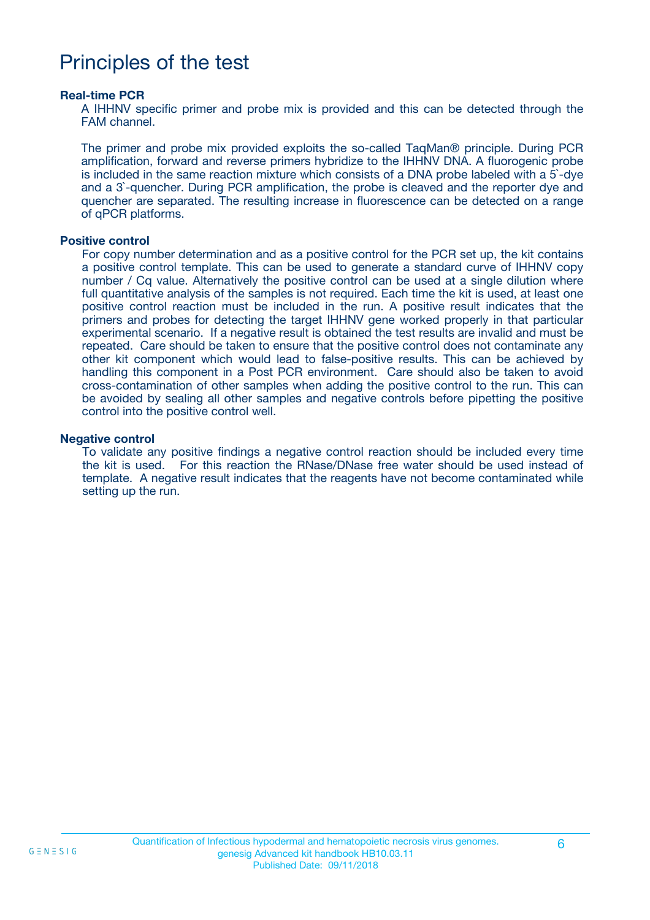# Principles of the test

**Real-time PCR**

A IHHNV specific primer and probe mix is provided and this can be detected through the FAM channel.

The primer and probe mix provided exploits the so-called TaqMan® principle. During PCR amplification, forward and reverse primers hybridize to the IHHNV DNA. A fluorogenic probe is included in the same reaction mixture which consists of a DNA probe labeled with a 5`-dye and a 3`-quencher. During PCR amplification, the probe is cleaved and the reporter dye and quencher are separated. The resulting increase in fluorescence can be detected on a range of qPCR platforms.

**Positive control**

For copy number determination and as a positive control for the PCR set up, the kit contains a positive control template. This can be used to generate a standard curve of IHHNV copy number / Cq value. Alternatively the positive control can be used at a single dilution where full quantitative analysis of the samples is not required. Each time the kit is used, at least one positive control reaction must be included in the run. A positive result indicates that the primers and probes for detecting the target IHHNV gene worked properly in that particular experimental scenario. If a negative result is obtained the test results are invalid and must be repeated. Care should be taken to ensure that the positive control does not contaminate any other kit component which would lead to false-positive results. This can be achieved by handling this component in a Post PCR environment. Care should also be taken to avoid cross-contamination of other samples when adding the positive control to the run. This can be avoided by sealing all other samples and negative controls before pipetting the positive control into the positive control well.

**Negative control**

To validate any positive findings a negative control reaction should be included every time the kit is used. For this reaction the RNase/DNase free water should be used instead of template. A negative result indicates that the reagents have not become contaminated while setting up the run.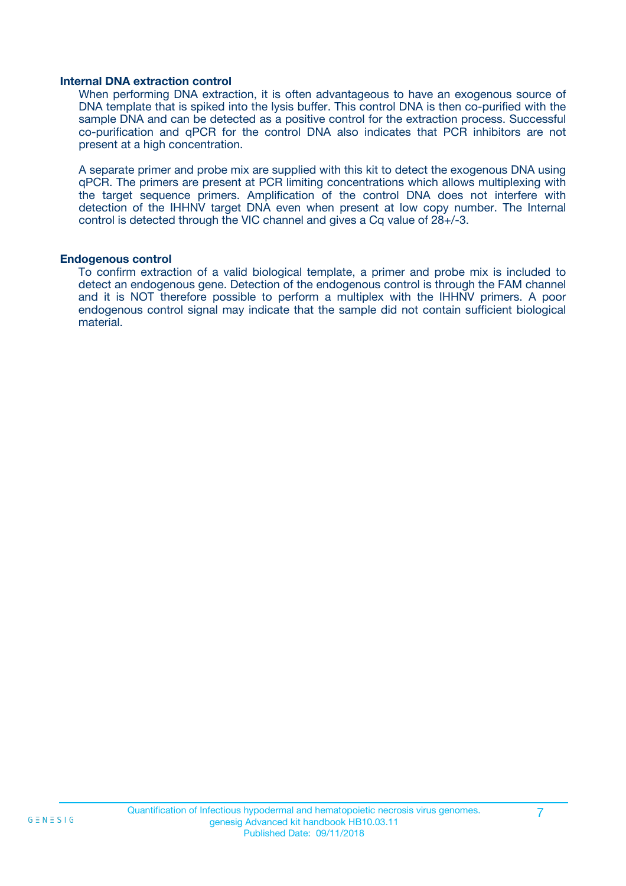### Internal DNA extraction control

When performing DNA extraction, it is often advantageous to have an exogenous source of DNA template that is spiked into the lysis buffer. This control DNA is then co-purified with the sample DNA and can be detected as a positive control for the extraction process. Successful co-purification and qPCR for the control DNA also indicates that PCR inhibitors are not present at a high concentration.

A separate primer and probe mix are supplied with this kit to detect the exogenous DNA using qPCR. The primers are present at PCR limiting concentrations which allows multiplexing with the target sequence primers. Amplification of the control DNA does not interfere with detection of the IHHNV target DNA even when present at low copy number. The Internal control is detected through the VIC channel and gives a Cq value of 28+/-3.

### Endogenous control

To confirm extraction of a valid biological template, a primer and probe mix is included to detect an endogenous gene. Detection of the endogenous control is through the FAM channel and it is NOT therefore possible to perform a multiplex with the IHHNV primers. A poor endogenous control signal may indicate that the sample did not contain sufficient biological material.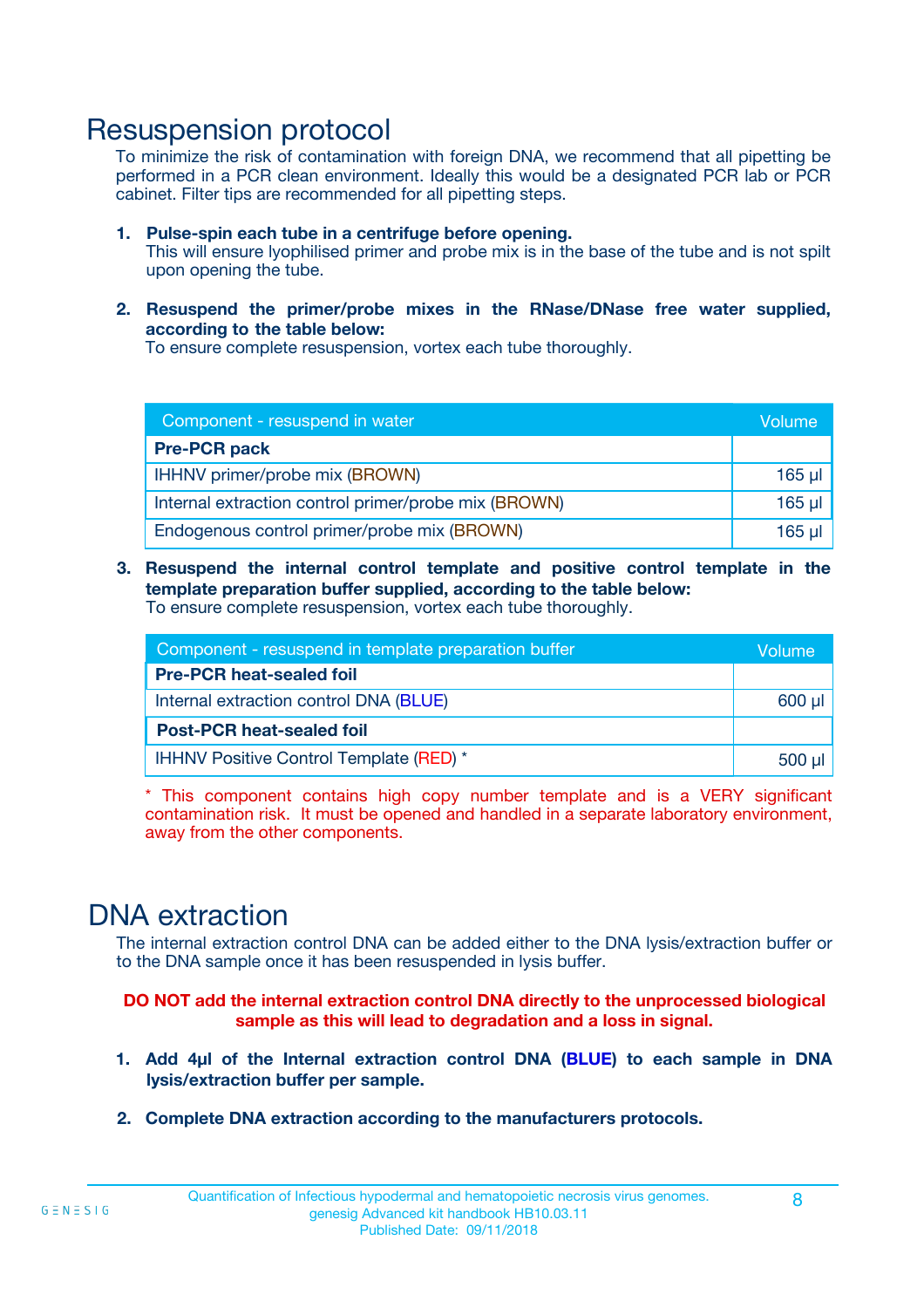# Resuspension protocol

To minimize the risk of contamination with foreign DNA, we recommend that all pipetting be performed in a PCR clean environment. Ideally this would be a designated PCR lab or PCR cabinet. Filter tips are recommended for all pipetting steps.

1. **Pulse-spin each tube in a centrifuge before opening.**
   This will ensure lyophilised primer and probe mix is in the base of the tube and is not spilt upon opening the tube.

2. **Resuspend the primer/probe mixes in the RNase/DNase free water supplied, according to the table below:**
   To ensure complete resuspension, vortex each tube thoroughly.

| Component - resuspend in water | Volume |
|---|---|
| **Pre-PCR pack** | |
| IHHNV primer/probe mix (BROWN) | 165 µl |
| Internal extraction control primer/probe mix (BROWN) | 165 µl |
| Endogenous control primer/probe mix (BROWN) | 165 µl |

3. **Resuspend the internal control template and positive control template in the template preparation buffer supplied, according to the table below:**
   To ensure complete resuspension, vortex each tube thoroughly.

| Component - resuspend in template preparation buffer | Volume |
|---|---|
| **Pre-PCR heat-sealed foil** | |
| Internal extraction control DNA (BLUE) | 600 µl |
| **Post-PCR heat-sealed foil** | |
| IHHNV Positive Control Template (RED) * | 500 µl |

* This component contains high copy number template and is a VERY significant contamination risk. It must be opened and handled in a separate laboratory environment, away from the other components.

# DNA extraction

The internal extraction control DNA can be added either to the DNA lysis/extraction buffer or to the DNA sample once it has been resuspended in lysis buffer.

**DO NOT add the internal extraction control DNA directly to the unprocessed biological sample as this will lead to degradation and a loss in signal.**

1. **Add 4µl of the Internal extraction control DNA (BLUE) to each sample in DNA lysis/extraction buffer per sample.**

2. **Complete DNA extraction according to the manufacturers protocols.**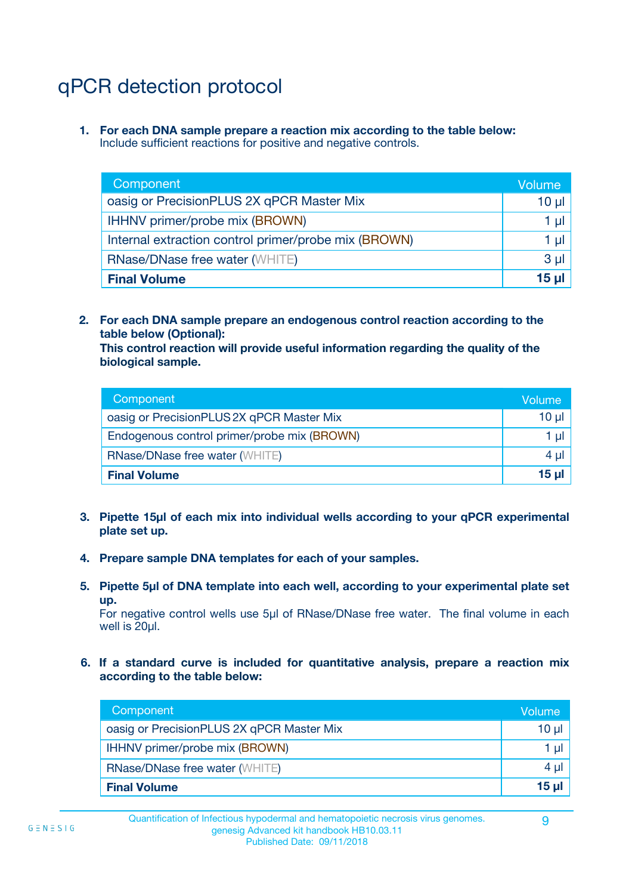# qPCR detection protocol

1. **For each DNA sample prepare a reaction mix according to the table below:**
   Include sufficient reactions for positive and negative controls.

| Component | Volume |
|---|---|
| oasig or PrecisionPLUS 2X qPCR Master Mix | 10 µl |
| IHHNV primer/probe mix (BROWN) | 1 µl |
| Internal extraction control primer/probe mix (BROWN) | 1 µl |
| RNase/DNase free water (WHITE) | 3 µl |
| **Final Volume** | **15 µl** |

2. **For each DNA sample prepare an endogenous control reaction according to the table below (Optional):**
   **This control reaction will provide useful information regarding the quality of the biological sample.**

| Component | Volume |
|---|---|
| oasig or PrecisionPLUS 2X qPCR Master Mix | 10 µl |
| Endogenous control primer/probe mix (BROWN) | 1 µl |
| RNase/DNase free water (WHITE) | 4 µl |
| **Final Volume** | **15 µl** |

3. **Pipette 15µl of each mix into individual wells according to your qPCR experimental plate set up.**

4. **Prepare sample DNA templates for each of your samples.**

5. **Pipette 5µl of DNA template into each well, according to your experimental plate set up.**
   For negative control wells use 5µl of RNase/DNase free water. The final volume in each well is 20µl.

6. **If a standard curve is included for quantitative analysis, prepare a reaction mix according to the table below:**

| Component | Volume |
|---|---|
| oasig or PrecisionPLUS 2X qPCR Master Mix | 10 µl |
| IHHNV primer/probe mix (BROWN) | 1 µl |
| RNase/DNase free water (WHITE) | 4 µl |
| **Final Volume** | **15 µl** |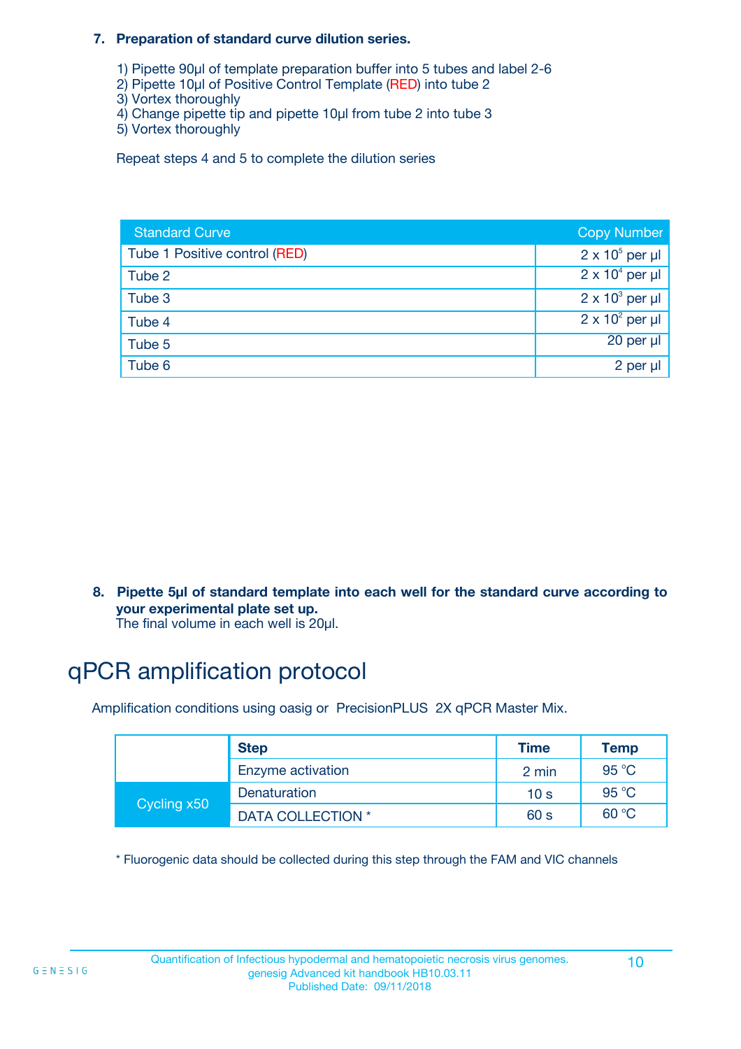**7. Preparation of standard curve dilution series.**

1) Pipette 90µl of template preparation buffer into 5 tubes and label 2-6
2) Pipette 10µl of Positive Control Template (RED) into tube 2
3) Vortex thoroughly
4) Change pipette tip and pipette 10µl from tube 2 into tube 3
5) Vortex thoroughly

Repeat steps 4 and 5 to complete the dilution series

| Standard Curve | Copy Number |
|---|---|
| Tube 1 Positive control (RED) | $2 \times 10^5$ per µl |
| Tube 2 | $2 \times 10^4$ per µl |
| Tube 3 | $2 \times 10^3$ per µl |
| Tube 4 | $2 \times 10^2$ per µl |
| Tube 5 | 20 per µl |
| Tube 6 | 2 per µl |

**8. Pipette 5µl of standard template into each well for the standard curve according to your experimental plate set up.**
The final volume in each well is 20µl.

# qPCR amplification protocol

Amplification conditions using oasig or PrecisionPLUS 2X qPCR Master Mix.

| | Step | Time | Temp |
|---|---|---|---|
| | Enzyme activation | 2 min | 95 °C |
| Cycling x50 | Denaturation | 10 s | 95 °C |
| | DATA COLLECTION * | 60 s | 60 °C |

* Fluorogenic data should be collected during this step through the FAM and VIC channels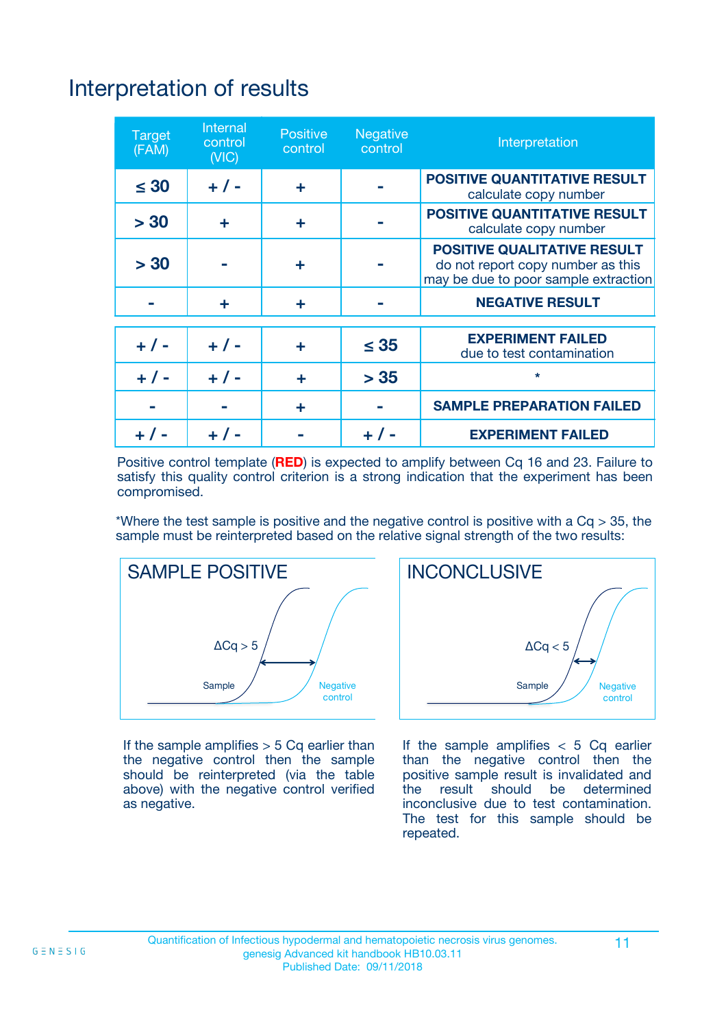# Interpretation of results

| Target (FAM) | Internal control (VIC) | Positive control | Negative control | Interpretation |
|---|---|---|---|---|
| ≤ 30 | + / - | + | - | **POSITIVE QUANTITATIVE RESULT** calculate copy number |
| > 30 | + | + | - | **POSITIVE QUANTITATIVE RESULT** calculate copy number |
| > 30 | - | + | - | **POSITIVE QUALITATIVE RESULT** do not report copy number as this may be due to poor sample extraction |
| - | + | + | - | **NEGATIVE RESULT** |
| + / - | + / - | + | ≤ 35 | **EXPERIMENT FAILED** due to test contamination |
| + / - | + / - | + | > 35 | * |
| - | - | + | - | **SAMPLE PREPARATION FAILED** |
| + / - | + / - | - | + / - | **EXPERIMENT FAILED** |

Positive control template (**RED**) is expected to amplify between Cq 16 and 23. Failure to satisfy this quality control criterion is a strong indication that the experiment has been compromised.

*Where the test sample is positive and the negative control is positive with a Cq > 35, the sample must be reinterpreted based on the relative signal strength of the two results:

**SAMPLE POSITIVE**

ΔCq > 5

Sample

Negative control

If the sample amplifies > 5 Cq earlier than the negative control then the sample should be reinterpreted (via the table above) with the negative control verified as negative.

**INCONCLUSIVE**

ΔCq < 5

Sample

Negative control

If the sample amplifies < 5 Cq earlier than the negative control then the positive sample result is invalidated and the result should be determined inconclusive due to test contamination. The test for this sample should be repeated.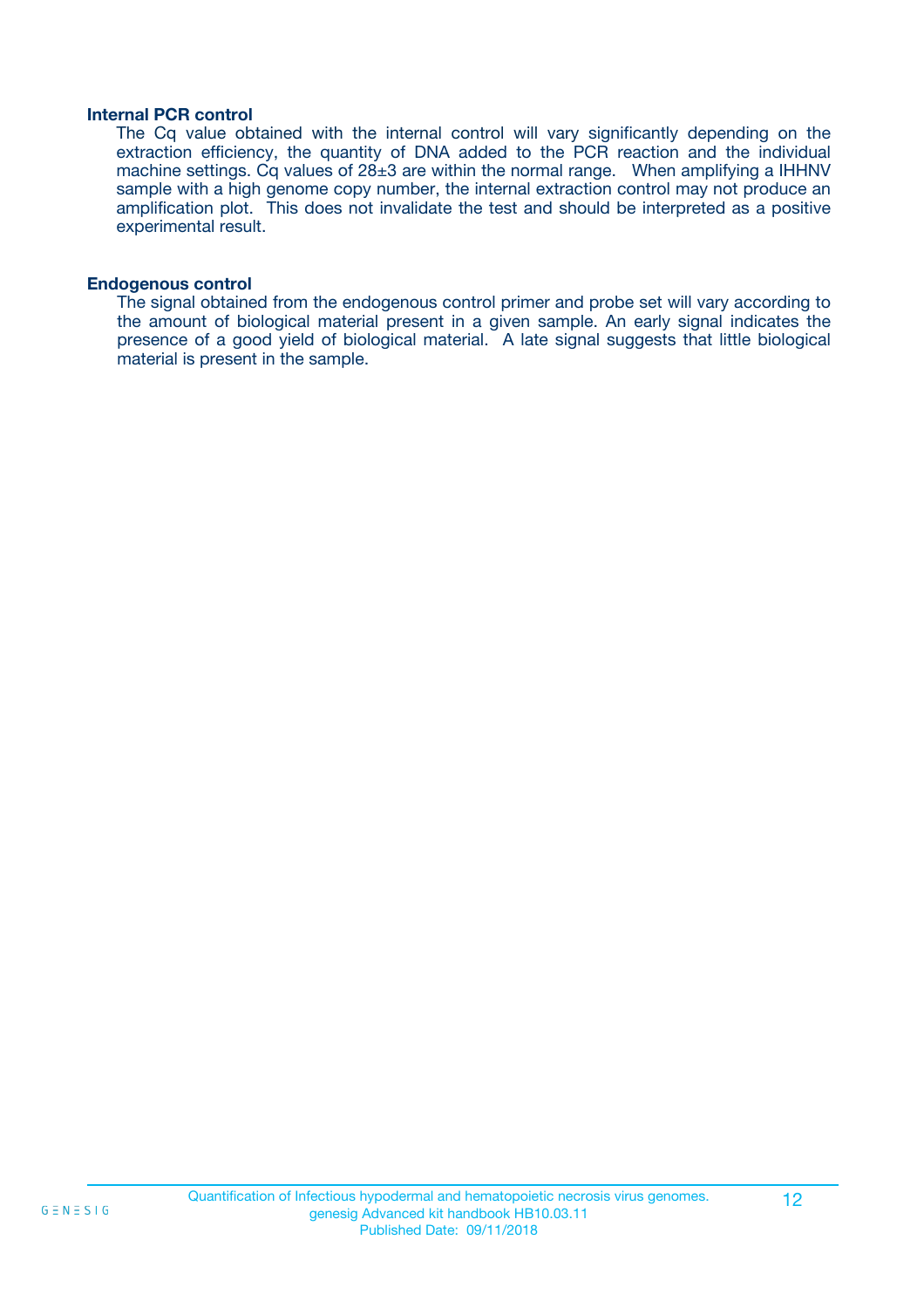**Internal PCR control**

The Cq value obtained with the internal control will vary significantly depending on the extraction efficiency, the quantity of DNA added to the PCR reaction and the individual machine settings. Cq values of 28±3 are within the normal range. When amplifying a IHHNV sample with a high genome copy number, the internal extraction control may not produce an amplification plot. This does not invalidate the test and should be interpreted as a positive experimental result.

**Endogenous control**

The signal obtained from the endogenous control primer and probe set will vary according to the amount of biological material present in a given sample. An early signal indicates the presence of a good yield of biological material. A late signal suggests that little biological material is present in the sample.